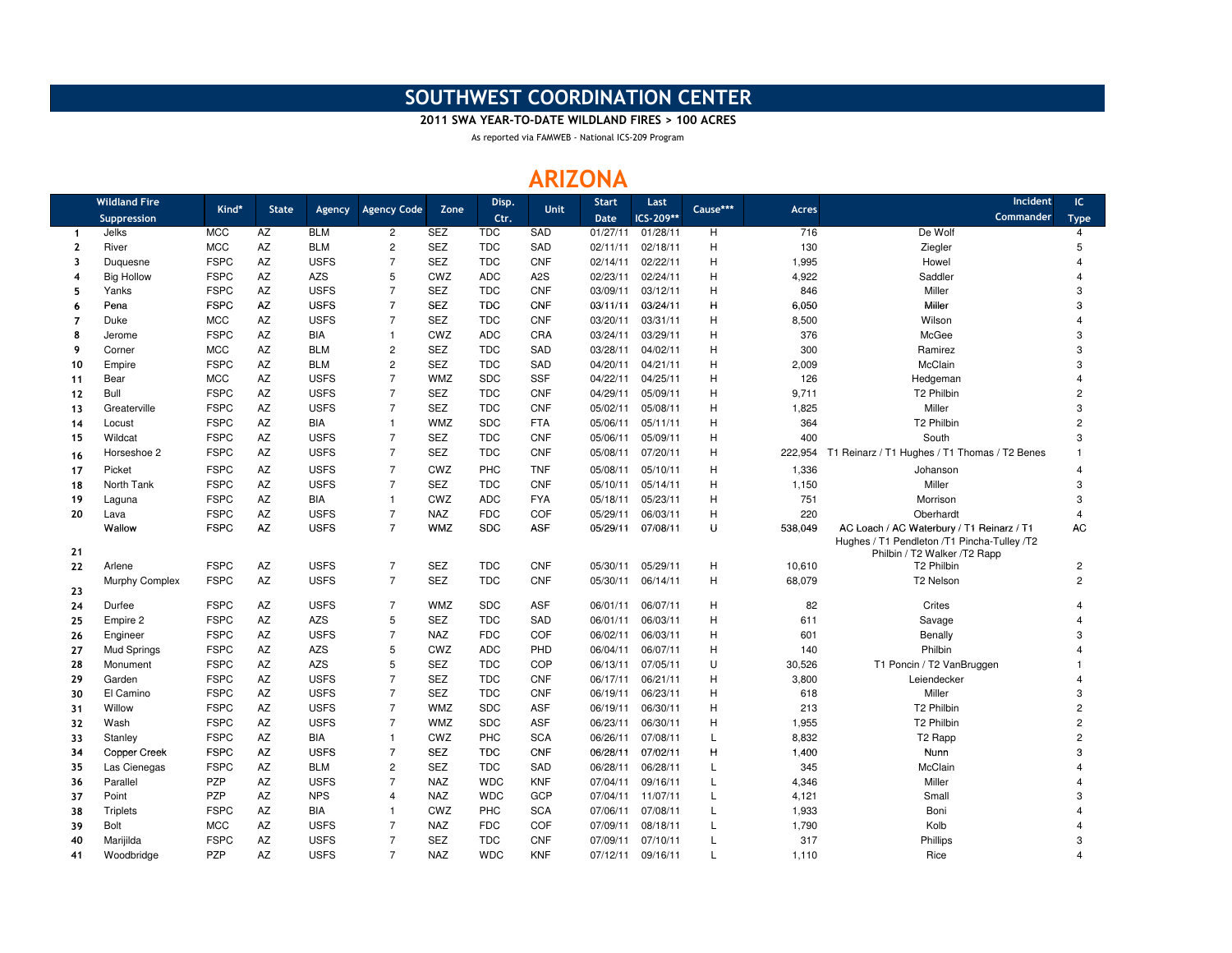# SOUTHWEST COORDINATION CENTER

**2011 SWA YEAR-TO-DATE WILDLAND FIRES > 100 ACRES**

As reported via FAMWEB - National ICS-209 Program

## ARIZONA

| | Wildland Fire Suppression | Kind* | State | Agency | Agency Code | Zone | Disp. Ctr. | Unit | Start Date | Last ICS-209** | Cause*** | Acres | Incident Commander | IC Type |
|---|---|---|---|---|---|---|---|---|---|---|---|---|---|---|
| 1 | Jelks | MCC | AZ | BLM | 2 | SEZ | TDC | SAD | 01/27/11 | 01/28/11 | H | 716 | De Wolf | 4 |
| 2 | River | MCC | AZ | BLM | 2 | SEZ | TDC | SAD | 02/11/11 | 02/18/11 | H | 130 | Ziegler | 5 |
| 3 | Duquesne | FSPC | AZ | USFS | 7 | SEZ | TDC | CNF | 02/14/11 | 02/22/11 | H | 1,995 | Howel | 4 |
| 4 | Big Hollow | FSPC | AZ | AZS | 5 | CWZ | ADC | A2S | 02/23/11 | 02/24/11 | H | 4,922 | Saddler | 4 |
| 5 | Yanks | FSPC | AZ | USFS | 7 | SEZ | TDC | CNF | 03/09/11 | 03/12/11 | H | 846 | Miller | 3 |
| 6 | Pena | FSPC | AZ | USFS | 7 | SEZ | TDC | CNF | 03/11/11 | 03/24/11 | H | 6,050 | Miller | 3 |
| 7 | Duke | MCC | AZ | USFS | 7 | SEZ | TDC | CNF | 03/20/11 | 03/31/11 | H | 8,500 | Wilson | 4 |
| 8 | Jerome | FSPC | AZ | BIA | 1 | CWZ | ADC | CRA | 03/24/11 | 03/29/11 | H | 376 | McGee | 3 |
| 9 | Corner | MCC | AZ | BLM | 2 | SEZ | TDC | SAD | 03/28/11 | 04/02/11 | H | 300 | Ramirez | 3 |
| 10 | Empire | FSPC | AZ | BLM | 2 | SEZ | TDC | SAD | 04/20/11 | 04/21/11 | H | 2,009 | McClain | 3 |
| 11 | Bear | MCC | AZ | USFS | 7 | WMZ | SDC | SSF | 04/22/11 | 04/25/11 | H | 126 | Hedgeman | 4 |
| 12 | Bull | FSPC | AZ | USFS | 7 | SEZ | TDC | CNF | 04/29/11 | 05/09/11 | H | 9,711 | T2 Philbin | 2 |
| 13 | Greaterville | FSPC | AZ | USFS | 7 | SEZ | TDC | CNF | 05/02/11 | 05/08/11 | H | 1,825 | Miller | 3 |
| 14 | Locust | FSPC | AZ | BIA | 1 | WMZ | SDC | FTA | 05/06/11 | 05/11/11 | H | 364 | T2 Philbin | 2 |
| 15 | Wildcat | FSPC | AZ | USFS | 7 | SEZ | TDC | CNF | 05/06/11 | 05/09/11 | H | 400 | South | 3 |
| 16 | Horseshoe 2 | FSPC | AZ | USFS | 7 | SEZ | TDC | CNF | 05/08/11 | 07/20/11 | H | 222,954 | T1 Reinarz / T1 Hughes / T1 Thomas / T2 Benes | 1 |
| 17 | Picket | FSPC | AZ | USFS | 7 | CWZ | PHC | TNF | 05/08/11 | 05/10/11 | H | 1,336 | Johanson | 4 |
| 18 | North Tank | FSPC | AZ | USFS | 7 | SEZ | TDC | CNF | 05/10/11 | 05/14/11 | H | 1,150 | Miller | 3 |
| 19 | Laguna | FSPC | AZ | BIA | 1 | CWZ | ADC | FYA | 05/18/11 | 05/23/11 | H | 751 | Morrison | 3 |
| 20 | Lava | FSPC | AZ | USFS | 7 | NAZ | FDC | COF | 05/29/11 | 06/03/11 | H | 220 | Oberhardt | 4 |
| 21 | Wallow | FSPC | AZ | USFS | 7 | WMZ | SDC | ASF | 05/29/11 | 07/08/11 | U | 538,049 | AC Loach / AC Waterbury / T1 Reinarz / T1 Hughes / T1 Pendleton /T1 Pincha-Tulley /T2 Philbin / T2 Walker /T2 Rapp | AC |
| 22 | Arlene | FSPC | AZ | USFS | 7 | SEZ | TDC | CNF | 05/30/11 | 05/29/11 | H | 10,610 | T2 Philbin | 2 |
| 23 | Murphy Complex | FSPC | AZ | USFS | 7 | SEZ | TDC | CNF | 05/30/11 | 06/14/11 | H | 68,079 | T2 Nelson | 2 |
| 24 | Durfee | FSPC | AZ | USFS | 7 | WMZ | SDC | ASF | 06/01/11 | 06/07/11 | H | 82 | Crites | 4 |
| 25 | Empire 2 | FSPC | AZ | AZS | 5 | SEZ | TDC | SAD | 06/01/11 | 06/03/11 | H | 611 | Savage | 4 |
| 26 | Engineer | FSPC | AZ | USFS | 7 | NAZ | FDC | COF | 06/02/11 | 06/03/11 | H | 601 | Benally | 3 |
| 27 | Mud Springs | FSPC | AZ | AZS | 5 | CWZ | ADC | PHD | 06/04/11 | 06/07/11 | H | 140 | Philbin | 4 |
| 28 | Monument | FSPC | AZ | AZS | 5 | SEZ | TDC | COP | 06/13/11 | 07/05/11 | U | 30,526 | T1 Poncin / T2 VanBruggen | 1 |
| 29 | Garden | FSPC | AZ | USFS | 7 | SEZ | TDC | CNF | 06/17/11 | 06/21/11 | H | 3,800 | Leiendecker | 4 |
| 30 | El Camino | FSPC | AZ | USFS | 7 | SEZ | TDC | CNF | 06/19/11 | 06/23/11 | H | 618 | Miller | 3 |
| 31 | Willow | FSPC | AZ | USFS | 7 | WMZ | SDC | ASF | 06/19/11 | 06/30/11 | H | 213 | T2 Philbin | 2 |
| 32 | Wash | FSPC | AZ | USFS | 7 | WMZ | SDC | ASF | 06/23/11 | 06/30/11 | H | 1,955 | T2 Philbin | 2 |
| 33 | Stanley | FSPC | AZ | BIA | 1 | CWZ | PHC | SCA | 06/26/11 | 07/08/11 | L | 8,832 | T2 Rapp | 2 |
| 34 | Copper Creek | FSPC | AZ | USFS | 7 | SEZ | TDC | CNF | 06/28/11 | 07/02/11 | H | 1,400 | Nunn | 3 |
| 35 | Las Cienegas | FSPC | AZ | BLM | 2 | SEZ | TDC | SAD | 06/28/11 | 06/28/11 | L | 345 | McClain | 4 |
| 36 | Parallel | PZP | AZ | USFS | 7 | NAZ | WDC | KNF | 07/04/11 | 09/16/11 | L | 4,346 | Miller | 4 |
| 37 | Point | PZP | AZ | NPS | 4 | NAZ | WDC | GCP | 07/04/11 | 11/07/11 | L | 4,121 | Small | 3 |
| 38 | Triplets | FSPC | AZ | BIA | 1 | CWZ | PHC | SCA | 07/06/11 | 07/08/11 | L | 1,933 | Boni | 4 |
| 39 | Bolt | MCC | AZ | USFS | 7 | NAZ | FDC | COF | 07/09/11 | 08/18/11 | L | 1,790 | Kolb | 4 |
| 40 | Marijilda | FSPC | AZ | USFS | 7 | SEZ | TDC | CNF | 07/09/11 | 07/10/11 | L | 317 | Phillips | 3 |
| 41 | Woodbridge | PZP | AZ | USFS | 7 | NAZ | WDC | KNF | 07/12/11 | 09/16/11 | L | 1,110 | Rice | 4 |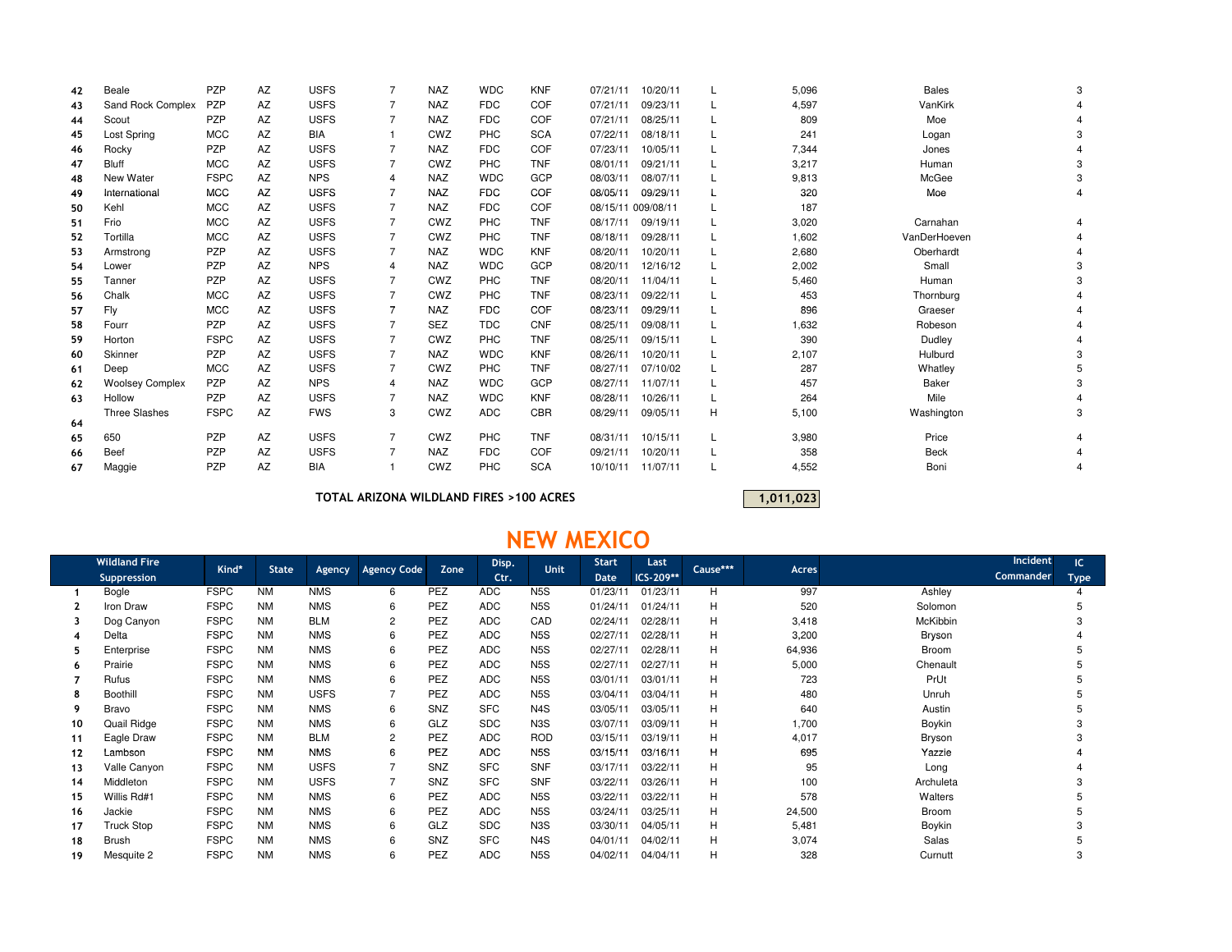| | | | | | | | | | | | | | | | |
|---|---|---|---|---|---|---|---|---|---|---|---|---|---|---|---|
| 42 | Beale | PZP | AZ | USFS | 7 | NAZ | WDC | KNF | 07/21/11 | 10/20/11 | L | 5,096 | Bales | 3 |
| 43 | Sand Rock Complex | PZP | AZ | USFS | 7 | NAZ | FDC | COF | 07/21/11 | 09/23/11 | L | 4,597 | VanKirk | 4 |
| 44 | Scout | PZP | AZ | USFS | 7 | NAZ | FDC | COF | 07/21/11 | 08/25/11 | L | 809 | Moe | 4 |
| 45 | Lost Spring | MCC | AZ | BIA | 1 | CWZ | PHC | SCA | 07/22/11 | 08/18/11 | L | 241 | Logan | 3 |
| 46 | Rocky | PZP | AZ | USFS | 7 | NAZ | FDC | COF | 07/23/11 | 10/05/11 | L | 7,344 | Jones | 4 |
| 47 | Bluff | MCC | AZ | USFS | 7 | CWZ | PHC | TNF | 08/01/11 | 09/21/11 | L | 3,217 | Human | 3 |
| 48 | New Water | FSPC | AZ | NPS | 4 | NAZ | WDC | GCP | 08/03/11 | 08/07/11 | L | 9,813 | McGee | 3 |
| 49 | International | MCC | AZ | USFS | 7 | NAZ | FDC | COF | 08/05/11 | 09/29/11 | L | 320 | Moe | 4 |
| 50 | Kehl | MCC | AZ | USFS | 7 | NAZ | FDC | COF | 08/15/11 | 009/08/11 | L | 187 | | |
| 51 | Frio | MCC | AZ | USFS | 7 | CWZ | PHC | TNF | 08/17/11 | 09/19/11 | L | 3,020 | Carnahan | 4 |
| 52 | Tortilla | MCC | AZ | USFS | 7 | CWZ | PHC | TNF | 08/18/11 | 09/28/11 | L | 1,602 | VanDerHoeven | 4 |
| 53 | Armstrong | PZP | AZ | USFS | 7 | NAZ | WDC | KNF | 08/20/11 | 10/20/11 | L | 2,680 | Oberhardt | 4 |
| 54 | Lower | PZP | AZ | NPS | 4 | NAZ | WDC | GCP | 08/20/11 | 12/16/12 | L | 2,002 | Small | 3 |
| 55 | Tanner | PZP | AZ | USFS | 7 | CWZ | PHC | TNF | 08/20/11 | 11/04/11 | L | 5,460 | Human | 3 |
| 56 | Chalk | MCC | AZ | USFS | 7 | CWZ | PHC | TNF | 08/23/11 | 09/22/11 | L | 453 | Thornburg | 4 |
| 57 | Fly | MCC | AZ | USFS | 7 | NAZ | FDC | COF | 08/23/11 | 09/29/11 | L | 896 | Graeser | 4 |
| 58 | Fourr | PZP | AZ | USFS | 7 | SEZ | TDC | CNF | 08/25/11 | 09/08/11 | L | 1,632 | Robeson | 4 |
| 59 | Horton | FSPC | AZ | USFS | 7 | CWZ | PHC | TNF | 08/25/11 | 09/15/11 | L | 390 | Dudley | 4 |
| 60 | Skinner | PZP | AZ | USFS | 7 | NAZ | WDC | KNF | 08/26/11 | 10/20/11 | L | 2,107 | Hulburd | 3 |
| 61 | Deep | MCC | AZ | USFS | 7 | CWZ | PHC | TNF | 08/27/11 | 07/10/02 | L | 287 | Whatley | 5 |
| 62 | Woolsey Complex | PZP | AZ | NPS | 4 | NAZ | WDC | GCP | 08/27/11 | 11/07/11 | L | 457 | Baker | 3 |
| 63 | Hollow | PZP | AZ | USFS | 7 | NAZ | WDC | KNF | 08/28/11 | 10/26/11 | L | 264 | Mile | 4 |
| 64 | Three Slashes | FSPC | AZ | FWS | 3 | CWZ | ADC | CBR | 08/29/11 | 09/05/11 | H | 5,100 | Washington | 3 |
| 65 | 650 | PZP | AZ | USFS | 7 | CWZ | PHC | TNF | 08/31/11 | 10/15/11 | L | 3,980 | Price | 4 |
| 66 | Beef | PZP | AZ | USFS | 7 | NAZ | FDC | COF | 09/21/11 | 10/20/11 | L | 358 | Beck | 4 |
| 67 | Maggie | PZP | AZ | BIA | 1 | CWZ | PHC | SCA | 10/10/11 | 11/07/11 | L | 4,552 | Boni | 4 |

**TOTAL ARIZONA WILDLAND FIRES >100 ACRES** 1,011,023

## NEW MEXICO

| | Wildland Fire Suppression | Kind* | State | Agency | Agency Code | Zone | Disp. Ctr. | Unit | Start Date | Last ICS-209** | Cause*** | Acres | Incident Commander | IC Type |
|---|---|---|---|---|---|---|---|---|---|---|---|---|---|---|
| 1 | Bogle | FSPC | NM | NMS | 6 | PEZ | ADC | N5S | 01/23/11 | 01/23/11 | H | 997 | Ashley | 4 |
| 2 | Iron Draw | FSPC | NM | NMS | 6 | PEZ | ADC | N5S | 01/24/11 | 01/24/11 | H | 520 | Solomon | 5 |
| 3 | Dog Canyon | FSPC | NM | BLM | 2 | PEZ | ADC | CAD | 02/24/11 | 02/28/11 | H | 3,418 | McKibbin | 3 |
| 4 | Delta | FSPC | NM | NMS | 6 | PEZ | ADC | N5S | 02/27/11 | 02/28/11 | H | 3,200 | Bryson | 4 |
| 5 | Enterprise | FSPC | NM | NMS | 6 | PEZ | ADC | N5S | 02/27/11 | 02/28/11 | H | 64,936 | Broom | 5 |
| 6 | Prairie | FSPC | NM | NMS | 6 | PEZ | ADC | N5S | 02/27/11 | 02/27/11 | H | 5,000 | Chenault | 5 |
| 7 | Rufus | FSPC | NM | NMS | 6 | PEZ | ADC | N5S | 03/01/11 | 03/01/11 | H | 723 | PrUt | 5 |
| 8 | Boothill | FSPC | NM | USFS | 7 | PEZ | ADC | N5S | 03/04/11 | 03/04/11 | H | 480 | Unruh | 5 |
| 9 | Bravo | FSPC | NM | NMS | 6 | SNZ | SFC | N4S | 03/05/11 | 03/05/11 | H | 640 | Austin | 5 |
| 10 | Quail Ridge | FSPC | NM | NMS | 6 | GLZ | SDC | N3S | 03/07/11 | 03/09/11 | H | 1,700 | Boykin | 3 |
| 11 | Eagle Draw | FSPC | NM | BLM | 2 | PEZ | ADC | ROD | 03/15/11 | 03/19/11 | H | 4,017 | Bryson | 3 |
| 12 | Lambson | FSPC | NM | NMS | 6 | PEZ | ADC | N5S | 03/15/11 | 03/16/11 | H | 695 | Yazzie | 4 |
| 13 | Valle Canyon | FSPC | NM | USFS | 7 | SNZ | SFC | SNF | 03/17/11 | 03/22/11 | H | 95 | Long | 4 |
| 14 | Middleton | FSPC | NM | USFS | 7 | SNZ | SFC | SNF | 03/22/11 | 03/26/11 | H | 100 | Archuleta | 3 |
| 15 | Willis Rd#1 | FSPC | NM | NMS | 6 | PEZ | ADC | N5S | 03/22/11 | 03/22/11 | H | 578 | Walters | 5 |
| 16 | Jackie | FSPC | NM | NMS | 6 | PEZ | ADC | N5S | 03/24/11 | 03/25/11 | H | 24,500 | Broom | 5 |
| 17 | Truck Stop | FSPC | NM | NMS | 6 | GLZ | SDC | N3S | 03/30/11 | 04/05/11 | H | 5,481 | Boykin | 3 |
| 18 | Brush | FSPC | NM | NMS | 6 | SNZ | SFC | N4S | 04/01/11 | 04/02/11 | H | 3,074 | Salas | 5 |
| 19 | Mesquite 2 | FSPC | NM | NMS | 6 | PEZ | ADC | N5S | 04/02/11 | 04/04/11 | H | 328 | Curnutt | 3 |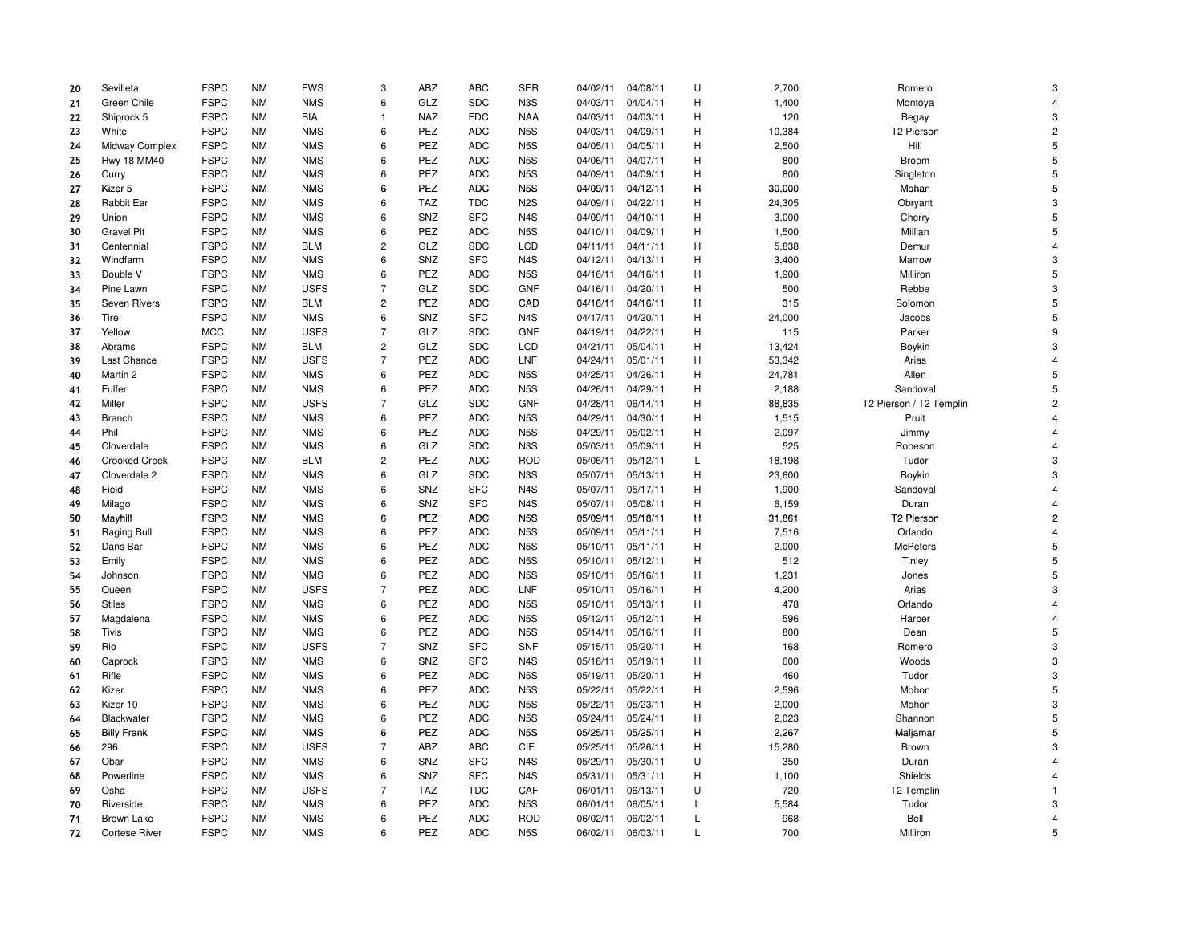| | | | | | | | | | | | | | | |
|---|---|---|---|---|---|---|---|---|---|---|---|---|---|---|
| 20 | Sevilleta | FSPC | NM | FWS | 3 | ABZ | ABC | SER | 04/02/11 | 04/08/11 | U | 2,700 | Romero | 3 |
| 21 | Green Chile | FSPC | NM | NMS | 6 | GLZ | SDC | N3S | 04/03/11 | 04/04/11 | H | 1,400 | Montoya | 4 |
| 22 | Shiprock 5 | FSPC | NM | BIA | 1 | NAZ | FDC | NAA | 04/03/11 | 04/03/11 | H | 120 | Begay | 3 |
| 23 | White | FSPC | NM | NMS | 6 | PEZ | ADC | N5S | 04/03/11 | 04/09/11 | H | 10,384 | T2 Pierson | 2 |
| 24 | Midway Complex | FSPC | NM | NMS | 6 | PEZ | ADC | N5S | 04/05/11 | 04/05/11 | H | 2,500 | Hill | 5 |
| 25 | Hwy 18 MM40 | FSPC | NM | NMS | 6 | PEZ | ADC | N5S | 04/06/11 | 04/07/11 | H | 800 | Broom | 5 |
| 26 | Curry | FSPC | NM | NMS | 6 | PEZ | ADC | N5S | 04/09/11 | 04/09/11 | H | 800 | Singleton | 5 |
| 27 | Kizer 5 | FSPC | NM | NMS | 6 | PEZ | ADC | N5S | 04/09/11 | 04/12/11 | H | 30,000 | Mohan | 5 |
| 28 | Rabbit Ear | FSPC | NM | NMS | 6 | TAZ | TDC | N2S | 04/09/11 | 04/22/11 | H | 24,305 | Obryant | 3 |
| 29 | Union | FSPC | NM | NMS | 6 | SNZ | SFC | N4S | 04/09/11 | 04/10/11 | H | 3,000 | Cherry | 5 |
| 30 | Gravel Pit | FSPC | NM | NMS | 6 | PEZ | ADC | N5S | 04/10/11 | 04/09/11 | H | 1,500 | Millian | 5 |
| 31 | Centennial | FSPC | NM | BLM | 2 | GLZ | SDC | LCD | 04/11/11 | 04/11/11 | H | 5,838 | Demur | 4 |
| 32 | Windfarm | FSPC | NM | NMS | 6 | SNZ | SFC | N4S | 04/12/11 | 04/13/11 | H | 3,400 | Marrow | 3 |
| 33 | Double V | FSPC | NM | NMS | 6 | PEZ | ADC | N5S | 04/16/11 | 04/16/11 | H | 1,900 | Milliron | 5 |
| 34 | Pine Lawn | FSPC | NM | USFS | 7 | GLZ | SDC | GNF | 04/16/11 | 04/20/11 | H | 500 | Rebbe | 3 |
| 35 | Seven Rivers | FSPC | NM | BLM | 2 | PEZ | ADC | CAD | 04/16/11 | 04/16/11 | H | 315 | Solomon | 5 |
| 36 | Tire | FSPC | NM | NMS | 6 | SNZ | SFC | N4S | 04/17/11 | 04/20/11 | H | 24,000 | Jacobs | 5 |
| 37 | Yellow | MCC | NM | USFS | 7 | GLZ | SDC | GNF | 04/19/11 | 04/22/11 | H | 115 | Parker | 9 |
| 38 | Abrams | FSPC | NM | BLM | 2 | GLZ | SDC | LCD | 04/21/11 | 05/04/11 | H | 13,424 | Boykin | 3 |
| 39 | Last Chance | FSPC | NM | USFS | 7 | PEZ | ADC | LNF | 04/24/11 | 05/01/11 | H | 53,342 | Arias | 4 |
| 40 | Martin 2 | FSPC | NM | NMS | 6 | PEZ | ADC | N5S | 04/25/11 | 04/26/11 | H | 24,781 | Allen | 5 |
| 41 | Fulfer | FSPC | NM | NMS | 6 | PEZ | ADC | N5S | 04/26/11 | 04/29/11 | H | 2,188 | Sandoval | 5 |
| 42 | Miller | FSPC | NM | USFS | 7 | GLZ | SDC | GNF | 04/28/11 | 06/14/11 | H | 88,835 | T2 Pierson / T2 Templin | 2 |
| 43 | Branch | FSPC | NM | NMS | 6 | PEZ | ADC | N5S | 04/29/11 | 04/30/11 | H | 1,515 | Pruit | 4 |
| 44 | Phil | FSPC | NM | NMS | 6 | PEZ | ADC | N5S | 04/29/11 | 05/02/11 | H | 2,097 | Jimmy | 4 |
| 45 | Cloverdale | FSPC | NM | NMS | 6 | GLZ | SDC | N3S | 05/03/11 | 05/09/11 | H | 525 | Robeson | 4 |
| 46 | Crooked Creek | FSPC | NM | BLM | 2 | PEZ | ADC | ROD | 05/06/11 | 05/12/11 | L | 18,198 | Tudor | 3 |
| 47 | Cloverdale 2 | FSPC | NM | NMS | 6 | GLZ | SDC | N3S | 05/07/11 | 05/13/11 | H | 23,600 | Boykin | 3 |
| 48 | Field | FSPC | NM | NMS | 6 | SNZ | SFC | N4S | 05/07/11 | 05/17/11 | H | 1,900 | Sandoval | 4 |
| 49 | Milago | FSPC | NM | NMS | 6 | SNZ | SFC | N4S | 05/07/11 | 05/08/11 | H | 6,159 | Duran | 4 |
| 50 | Mayhill | FSPC | NM | NMS | 6 | PEZ | ADC | N5S | 05/09/11 | 05/18/11 | H | 31,861 | T2 Pierson | 2 |
| 51 | Raging Bull | FSPC | NM | NMS | 6 | PEZ | ADC | N5S | 05/09/11 | 05/11/11 | H | 7,516 | Orlando | 4 |
| 52 | Dans Bar | FSPC | NM | NMS | 6 | PEZ | ADC | N5S | 05/10/11 | 05/11/11 | H | 2,000 | McPeters | 5 |
| 53 | Emily | FSPC | NM | NMS | 6 | PEZ | ADC | N5S | 05/10/11 | 05/12/11 | H | 512 | Tinley | 5 |
| 54 | Johnson | FSPC | NM | NMS | 6 | PEZ | ADC | N5S | 05/10/11 | 05/16/11 | H | 1,231 | Jones | 5 |
| 55 | Queen | FSPC | NM | USFS | 7 | PEZ | ADC | LNF | 05/10/11 | 05/16/11 | H | 4,200 | Arias | 3 |
| 56 | Stiles | FSPC | NM | NMS | 6 | PEZ | ADC | N5S | 05/10/11 | 05/13/11 | H | 478 | Orlando | 4 |
| 57 | Magdalena | FSPC | NM | NMS | 6 | PEZ | ADC | N5S | 05/12/11 | 05/12/11 | H | 596 | Harper | 4 |
| 58 | Tivis | FSPC | NM | NMS | 6 | PEZ | ADC | N5S | 05/14/11 | 05/16/11 | H | 800 | Dean | 5 |
| 59 | Rio | FSPC | NM | USFS | 7 | SNZ | SFC | SNF | 05/15/11 | 05/20/11 | H | 168 | Romero | 3 |
| 60 | Caprock | FSPC | NM | NMS | 6 | SNZ | SFC | N4S | 05/18/11 | 05/19/11 | H | 600 | Woods | 3 |
| 61 | Rifle | FSPC | NM | NMS | 6 | PEZ | ADC | N5S | 05/19/11 | 05/20/11 | H | 460 | Tudor | 3 |
| 62 | Kizer | FSPC | NM | NMS | 6 | PEZ | ADC | N5S | 05/22/11 | 05/22/11 | H | 2,596 | Mohon | 5 |
| 63 | Kizer 10 | FSPC | NM | NMS | 6 | PEZ | ADC | N5S | 05/22/11 | 05/23/11 | H | 2,000 | Mohon | 3 |
| 64 | Blackwater | FSPC | NM | NMS | 6 | PEZ | ADC | N5S | 05/24/11 | 05/24/11 | H | 2,023 | Shannon | 5 |
| 65 | Billy Frank | FSPC | NM | NMS | 6 | PEZ | ADC | N5S | 05/25/11 | 05/25/11 | H | 2,267 | Maljamar | 5 |
| 66 | 296 | FSPC | NM | USFS | 7 | ABZ | ABC | CIF | 05/25/11 | 05/26/11 | H | 15,280 | Brown | 3 |
| 67 | Obar | FSPC | NM | NMS | 6 | SNZ | SFC | N4S | 05/29/11 | 05/30/11 | U | 350 | Duran | 4 |
| 68 | Powerline | FSPC | NM | NMS | 6 | SNZ | SFC | N4S | 05/31/11 | 05/31/11 | H | 1,100 | Shields | 4 |
| 69 | Osha | FSPC | NM | USFS | 7 | TAZ | TDC | CAF | 06/01/11 | 06/13/11 | U | 720 | T2 Templin | 1 |
| 70 | Riverside | FSPC | NM | NMS | 6 | PEZ | ADC | N5S | 06/01/11 | 06/05/11 | L | 5,584 | Tudor | 3 |
| 71 | Brown Lake | FSPC | NM | NMS | 6 | PEZ | ADC | ROD | 06/02/11 | 06/02/11 | L | 968 | Bell | 4 |
| 72 | Cortese River | FSPC | NM | NMS | 6 | PEZ | ADC | N5S | 06/02/11 | 06/03/11 | L | 700 | Milliron | 5 |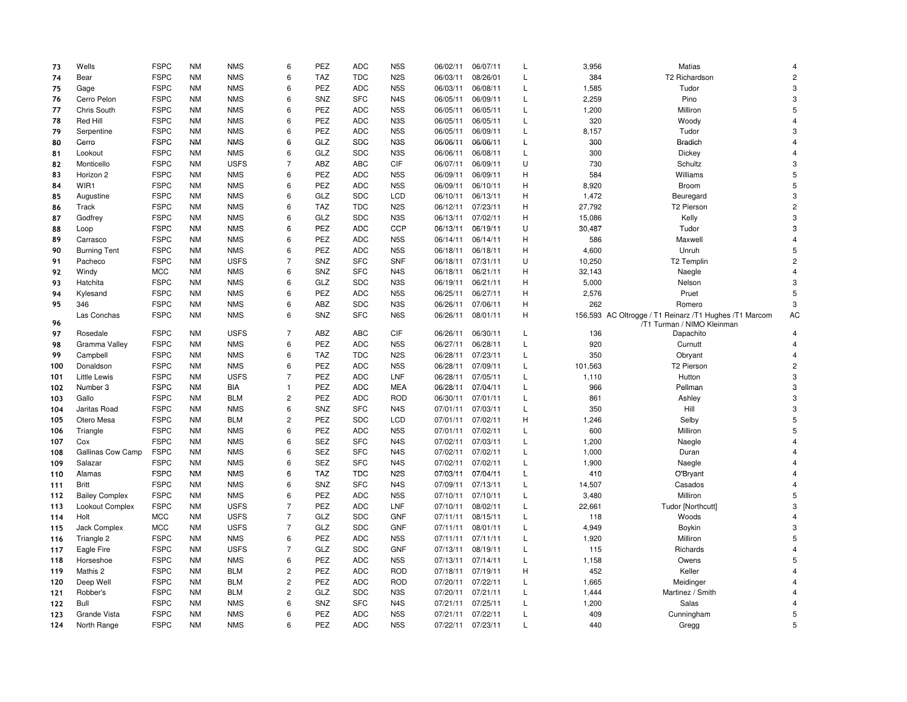| | | | | | | | | | | | | | | |
|---|---|---|---|---|---|---|---|---|---|---|---|---|---|---|
| 73 | Wells | FSPC | NM | NMS | 6 | PEZ | ADC | N5S | 06/02/11 | 06/07/11 | L | 3,956 | Matias | 4 |
| 74 | Bear | FSPC | NM | NMS | 6 | TAZ | TDC | N2S | 06/03/11 | 08/26/01 | L | 384 | T2 Richardson | 2 |
| 75 | Gage | FSPC | NM | NMS | 6 | PEZ | ADC | N5S | 06/03/11 | 06/08/11 | L | 1,585 | Tudor | 3 |
| 76 | Cerro Pelon | FSPC | NM | NMS | 6 | SNZ | SFC | N4S | 06/05/11 | 06/09/11 | L | 2,259 | Pino | 3 |
| 77 | Chris South | FSPC | NM | NMS | 6 | PEZ | ADC | N5S | 06/05/11 | 06/05/11 | L | 1,200 | Milliron | 5 |
| 78 | Red Hill | FSPC | NM | NMS | 6 | PEZ | ADC | N3S | 06/05/11 | 06/05/11 | L | 320 | Woody | 4 |
| 79 | Serpentine | FSPC | NM | NMS | 6 | PEZ | ADC | N5S | 06/05/11 | 06/09/11 | L | 8,157 | Tudor | 3 |
| 80 | Cerro | FSPC | NM | NMS | 6 | GLZ | SDC | N3S | 06/06/11 | 06/06/11 | L | 300 | Bradich | 4 |
| 81 | Lookout | FSPC | NM | NMS | 6 | GLZ | SDC | N3S | 06/06/11 | 06/08/11 | L | 300 | Dickey | 4 |
| 82 | Monticello | FSPC | NM | USFS | 7 | ABZ | ABC | CIF | 06/07/11 | 06/09/11 | U | 730 | Schultz | 3 |
| 83 | Horizon 2 | FSPC | NM | NMS | 6 | PEZ | ADC | N5S | 06/09/11 | 06/09/11 | H | 584 | Williams | 5 |
| 84 | WIR1 | FSPC | NM | NMS | 6 | PEZ | ADC | N5S | 06/09/11 | 06/10/11 | H | 8,920 | Broom | 5 |
| 85 | Augustine | FSPC | NM | NMS | 6 | GLZ | SDC | LCD | 06/10/11 | 06/13/11 | H | 1,472 | Beuregard | 3 |
| 86 | Track | FSPC | NM | NMS | 6 | TAZ | TDC | N2S | 06/12/11 | 07/23/11 | H | 27,792 | T2 Pierson | 2 |
| 87 | Godfrey | FSPC | NM | NMS | 6 | GLZ | SDC | N3S | 06/13/11 | 07/02/11 | H | 15,086 | Kelly | 3 |
| 88 | Loop | FSPC | NM | NMS | 6 | PEZ | ADC | CCP | 06/13/11 | 06/19/11 | U | 30,487 | Tudor | 3 |
| 89 | Carrasco | FSPC | NM | NMS | 6 | PEZ | ADC | N5S | 06/14/11 | 06/14/11 | H | 586 | Maxwell | 4 |
| 90 | Burning Tent | FSPC | NM | NMS | 6 | PEZ | ADC | N5S | 06/18/11 | 06/18/11 | H | 4,600 | Unruh | 5 |
| 91 | Pacheco | FSPC | NM | USFS | 7 | SNZ | SFC | SNF | 06/18/11 | 07/31/11 | U | 10,250 | T2 Templin | 2 |
| 92 | Windy | MCC | NM | NMS | 6 | SNZ | SFC | N4S | 06/18/11 | 06/21/11 | H | 32,143 | Naegle | 4 |
| 93 | Hatchita | FSPC | NM | NMS | 6 | GLZ | SDC | N3S | 06/19/11 | 06/21/11 | H | 5,000 | Nelson | 3 |
| 94 | Kylesand | FSPC | NM | NMS | 6 | PEZ | ADC | N5S | 06/25/11 | 06/27/11 | H | 2,576 | Pruet | 5 |
| 95 | 346 | FSPC | NM | NMS | 6 | ABZ | SDC | N3S | 06/26/11 | 07/06/11 | H | 262 | Romero | 3 |
| 96 | Las Conchas | FSPC | NM | NMS | 6 | SNZ | SFC | N6S | 06/26/11 | 08/01/11 | H | 156,593 | AC Oltrogge / T1 Reinarz /T1 Hughes /T1 Marcom /T1 Turman / NIMO Kleinman | AC |
| 97 | Rosedale | FSPC | NM | USFS | 7 | ABZ | ABC | CIF | 06/26/11 | 06/30/11 | L | 136 | Dapachito | 4 |
| 98 | Gramma Valley | FSPC | NM | NMS | 6 | PEZ | ADC | N5S | 06/27/11 | 06/28/11 | L | 920 | Curnutt | 4 |
| 99 | Campbell | FSPC | NM | NMS | 6 | TAZ | TDC | N2S | 06/28/11 | 07/23/11 | L | 350 | Obryant | 4 |
| 100 | Donaldson | FSPC | NM | NMS | 6 | PEZ | ADC | N5S | 06/28/11 | 07/09/11 | L | 101,563 | T2 Pierson | 2 |
| 101 | Little Lewis | FSPC | NM | USFS | 7 | PEZ | ADC | LNF | 06/28/11 | 07/05/11 | L | 1,110 | Hutton | 3 |
| 102 | Number 3 | FSPC | NM | BIA | 1 | PEZ | ADC | MEA | 06/28/11 | 07/04/11 | L | 966 | Pellman | 3 |
| 103 | Gallo | FSPC | NM | BLM | 2 | PEZ | ADC | ROD | 06/30/11 | 07/01/11 | L | 861 | Ashley | 3 |
| 104 | Jaritas Road | FSPC | NM | NMS | 6 | SNZ | SFC | N4S | 07/01/11 | 07/03/11 | L | 350 | Hill | 3 |
| 105 | Otero Mesa | FSPC | NM | BLM | 2 | PEZ | SDC | LCD | 07/01/11 | 07/02/11 | H | 1,246 | Selby | 5 |
| 106 | Triangle | FSPC | NM | NMS | 6 | PEZ | ADC | N5S | 07/01/11 | 07/02/11 | L | 600 | Milliron | 5 |
| 107 | Cox | FSPC | NM | NMS | 6 | SEZ | SFC | N4S | 07/02/11 | 07/03/11 | L | 1,200 | Naegle | 4 |
| 108 | Gallinas Cow Camp | FSPC | NM | NMS | 6 | SEZ | SFC | N4S | 07/02/11 | 07/02/11 | L | 1,000 | Duran | 4 |
| 109 | Salazar | FSPC | NM | NMS | 6 | SEZ | SFC | N4S | 07/02/11 | 07/02/11 | L | 1,900 | Naegle | 4 |
| 110 | Alamas | FSPC | NM | NMS | 6 | TAZ | TDC | N2S | 07/03/11 | 07/04/11 | L | 410 | O'Bryant | 4 |
| 111 | Britt | FSPC | NM | NMS | 6 | SNZ | SFC | N4S | 07/09/11 | 07/13/11 | L | 14,507 | Casados | 4 |
| 112 | Bailey Complex | FSPC | NM | NMS | 6 | PEZ | ADC | N5S | 07/10/11 | 07/10/11 | L | 3,480 | Milliron | 5 |
| 113 | Lookout Complex | FSPC | NM | USFS | 7 | PEZ | ADC | LNF | 07/10/11 | 08/02/11 | L | 22,661 | Tudor [Northcutt] | 3 |
| 114 | Holt | MCC | NM | USFS | 7 | GLZ | SDC | GNF | 07/11/11 | 08/15/11 | L | 118 | Woods | 4 |
| 115 | Jack Complex | MCC | NM | USFS | 7 | GLZ | SDC | GNF | 07/11/11 | 08/01/11 | L | 4,949 | Boykin | 3 |
| 116 | Triangle 2 | FSPC | NM | NMS | 6 | PEZ | ADC | N5S | 07/11/11 | 07/11/11 | L | 1,920 | Milliron | 5 |
| 117 | Eagle Fire | FSPC | NM | USFS | 7 | GLZ | SDC | GNF | 07/13/11 | 08/19/11 | L | 115 | Richards | 4 |
| 118 | Horseshoe | FSPC | NM | NMS | 6 | PEZ | ADC | N5S | 07/13/11 | 07/14/11 | L | 1,158 | Owens | 5 |
| 119 | Mathis 2 | FSPC | NM | BLM | 2 | PEZ | ADC | ROD | 07/18/11 | 07/19/11 | H | 452 | Keller | 4 |
| 120 | Deep Well | FSPC | NM | BLM | 2 | PEZ | ADC | ROD | 07/20/11 | 07/22/11 | L | 1,665 | Meidinger | 4 |
| 121 | Robber's | FSPC | NM | BLM | 2 | GLZ | SDC | N3S | 07/20/11 | 07/21/11 | L | 1,444 | Martinez / Smith | 4 |
| 122 | Bull | FSPC | NM | NMS | 6 | SNZ | SFC | N4S | 07/21/11 | 07/25/11 | L | 1,200 | Salas | 4 |
| 123 | Grande Vista | FSPC | NM | NMS | 6 | PEZ | ADC | N5S | 07/21/11 | 07/22/11 | L | 409 | Cunningham | 5 |
| 124 | North Range | FSPC | NM | NMS | 6 | PEZ | ADC | N5S | 07/22/11 | 07/23/11 | L | 440 | Gregg | 5 |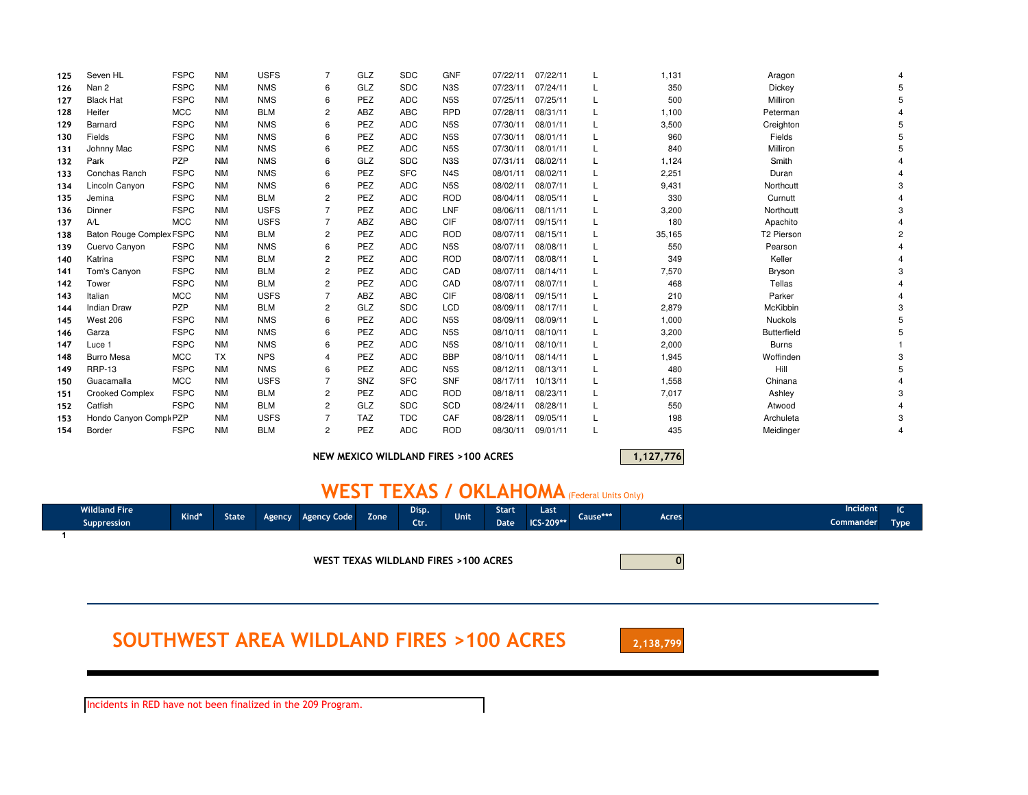| | | | | | | | | | | | | | | |
|---|---|---|---|---|---|---|---|---|---|---|---|---|---|---|
| 125 | Seven HL | FSPC | NM | USFS | 7 | GLZ | SDC | GNF | 07/22/11 | 07/22/11 | L | 1,131 | Aragon | 4 |
| 126 | Nan 2 | FSPC | NM | NMS | 6 | GLZ | SDC | N3S | 07/23/11 | 07/24/11 | L | 350 | Dickey | 5 |
| 127 | Black Hat | FSPC | NM | NMS | 6 | PEZ | ADC | N5S | 07/25/11 | 07/25/11 | L | 500 | Milliron | 5 |
| 128 | Heifer | MCC | NM | BLM | 2 | ABZ | ABC | RPD | 07/28/11 | 08/31/11 | L | 1,100 | Peterman | 4 |
| 129 | Barnard | FSPC | NM | NMS | 6 | PEZ | ADC | N5S | 07/30/11 | 08/01/11 | L | 3,500 | Creighton | 5 |
| 130 | Fields | FSPC | NM | NMS | 6 | PEZ | ADC | N5S | 07/30/11 | 08/01/11 | L | 960 | Fields | 5 |
| 131 | Johnny Mac | FSPC | NM | NMS | 6 | PEZ | ADC | N5S | 07/30/11 | 08/01/11 | L | 840 | Milliron | 5 |
| 132 | Park | PZP | NM | NMS | 6 | GLZ | SDC | N3S | 07/31/11 | 08/02/11 | L | 1,124 | Smith | 4 |
| 133 | Conchas Ranch | FSPC | NM | NMS | 6 | PEZ | SFC | N4S | 08/01/11 | 08/02/11 | L | 2,251 | Duran | 4 |
| 134 | Lincoln Canyon | FSPC | NM | NMS | 6 | PEZ | ADC | N5S | 08/02/11 | 08/07/11 | L | 9,431 | Northcutt | 3 |
| 135 | Jemina | FSPC | NM | BLM | 2 | PEZ | ADC | ROD | 08/04/11 | 08/05/11 | L | 330 | Curnutt | 4 |
| 136 | Dinner | FSPC | NM | USFS | 7 | PEZ | ADC | LNF | 08/06/11 | 08/11/11 | L | 3,200 | Northcutt | 3 |
| 137 | A/L | MCC | NM | USFS | 7 | ABZ | ABC | CIF | 08/07/11 | 09/15/11 | L | 180 | Apachito | 4 |
| 138 | Baton Rouge Complex | FSPC | NM | BLM | 2 | PEZ | ADC | ROD | 08/07/11 | 08/15/11 | L | 35,165 | T2 Pierson | 2 |
| 139 | Cuervo Canyon | FSPC | NM | NMS | 6 | PEZ | ADC | N5S | 08/07/11 | 08/08/11 | L | 550 | Pearson | 4 |
| 140 | Katrina | FSPC | NM | BLM | 2 | PEZ | ADC | ROD | 08/07/11 | 08/08/11 | L | 349 | Keller | 4 |
| 141 | Tom's Canyon | FSPC | NM | BLM | 2 | PEZ | ADC | CAD | 08/07/11 | 08/14/11 | L | 7,570 | Bryson | 3 |
| 142 | Tower | FSPC | NM | BLM | 2 | PEZ | ADC | CAD | 08/07/11 | 08/07/11 | L | 468 | Tellas | 4 |
| 143 | Italian | MCC | NM | USFS | 7 | ABZ | ABC | CIF | 08/08/11 | 09/15/11 | L | 210 | Parker | 4 |
| 144 | Indian Draw | PZP | NM | BLM | 2 | GLZ | SDC | LCD | 08/09/11 | 08/17/11 | L | 2,879 | McKibbin | 3 |
| 145 | West 206 | FSPC | NM | NMS | 6 | PEZ | ADC | N5S | 08/09/11 | 08/09/11 | L | 1,000 | Nuckols | 5 |
| 146 | Garza | FSPC | NM | NMS | 6 | PEZ | ADC | N5S | 08/10/11 | 08/10/11 | L | 3,200 | Butterfield | 5 |
| 147 | Luce 1 | FSPC | NM | NMS | 6 | PEZ | ADC | N5S | 08/10/11 | 08/10/11 | L | 2,000 | Burns | 1 |
| 148 | Burro Mesa | MCC | TX | NPS | 4 | PEZ | ADC | BBP | 08/10/11 | 08/14/11 | L | 1,945 | Woffinden | 3 |
| 149 | RRP-13 | FSPC | NM | NMS | 6 | PEZ | ADC | N5S | 08/12/11 | 08/13/11 | L | 480 | Hill | 5 |
| 150 | Guacamalla | MCC | NM | USFS | 7 | SNZ | SFC | SNF | 08/17/11 | 10/13/11 | L | 1,558 | Chinana | 4 |
| 151 | Crooked Complex | FSPC | NM | BLM | 2 | PEZ | ADC | ROD | 08/18/11 | 08/23/11 | L | 7,017 | Ashley | 3 |
| 152 | Catfish | FSPC | NM | BLM | 2 | GLZ | SDC | SCD | 08/24/11 | 08/28/11 | L | 550 | Atwood | 4 |
| 153 | Hondo Canyon Compl | PZP | NM | USFS | 7 | TAZ | TDC | CAF | 08/28/11 | 09/05/11 | L | 198 | Archuleta | 3 |
| 154 | Border | FSPC | NM | BLM | 2 | PEZ | ADC | ROD | 08/30/11 | 09/01/11 | L | 435 | Meidinger | 4 |

**NEW MEXICO WILDLAND FIRES >100 ACRES** **1,127,776**

## WEST TEXAS / OKLAHOMA (Federal Units Only)

| | Wildland Fire Suppression | Kind* | State | Agency | Agency Code | Zone | Disp. Ctr. | Unit | Start Date | Last ICS-209** | Cause*** | Acres | Incident Commander | IC Type |
|---|---|---|---|---|---|---|---|---|---|---|---|---|---|---|
| 1 | | | | | | | | | | | | | | |

**WEST TEXAS WILDLAND FIRES >100 ACRES** **0**

## SOUTHWEST AREA WILDLAND FIRES >100 ACRES **2,138,799**

Incidents in RED have not been finalized in the 209 Program.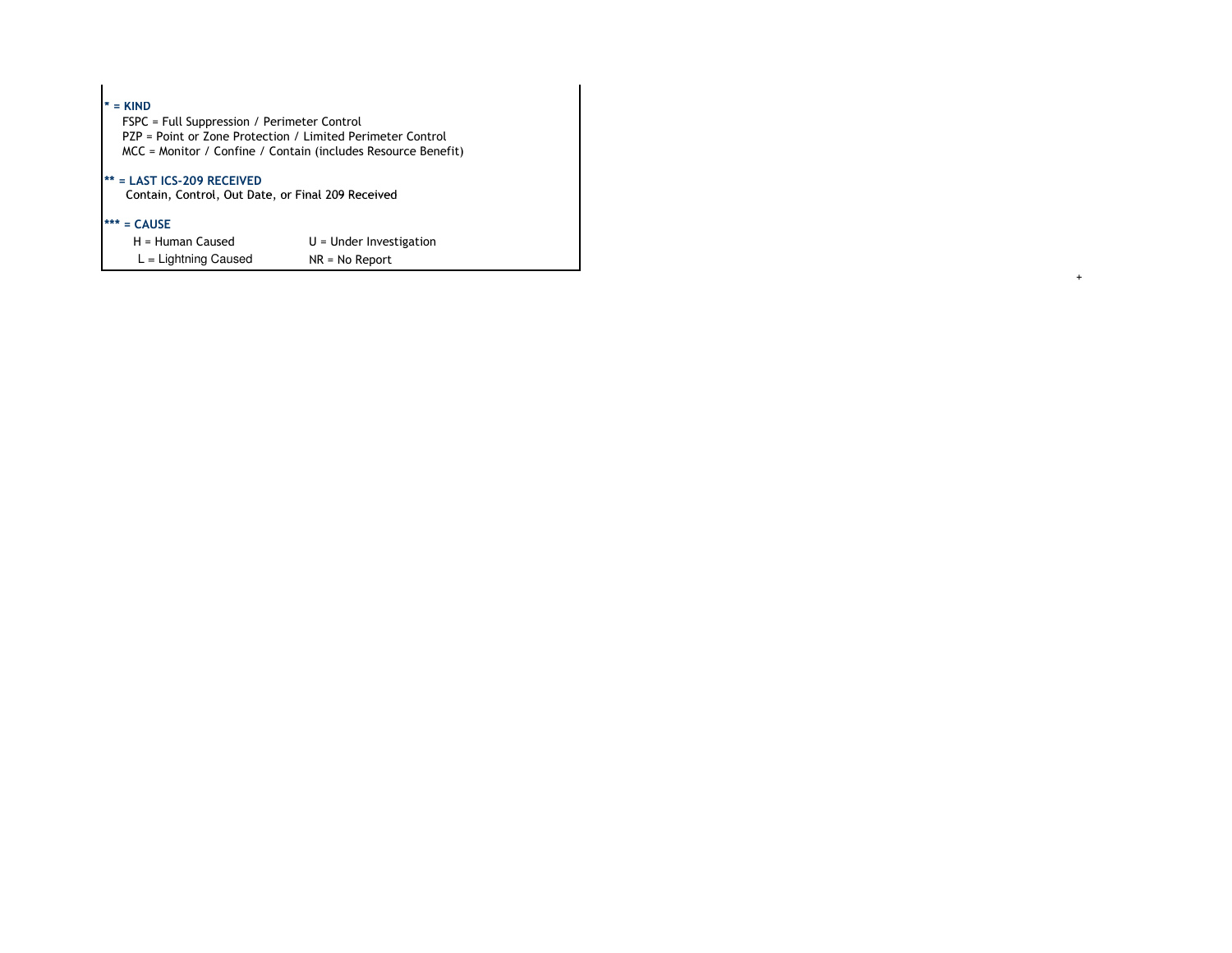**\* = KIND**

FSPC = Full Suppression / Perimeter Control
PZP = Point or Zone Protection / Limited Perimeter Control
MCC = Monitor / Confine / Contain (includes Resource Benefit)

**\*\* = LAST ICS-209 RECEIVED**

Contain, Control, Out Date, or Final 209 Received

**\*\*\* = CAUSE**

| | |
|---|---|
| H = Human Caused | U = Under Investigation |
| L = Lightning Caused | NR = No Report |

+